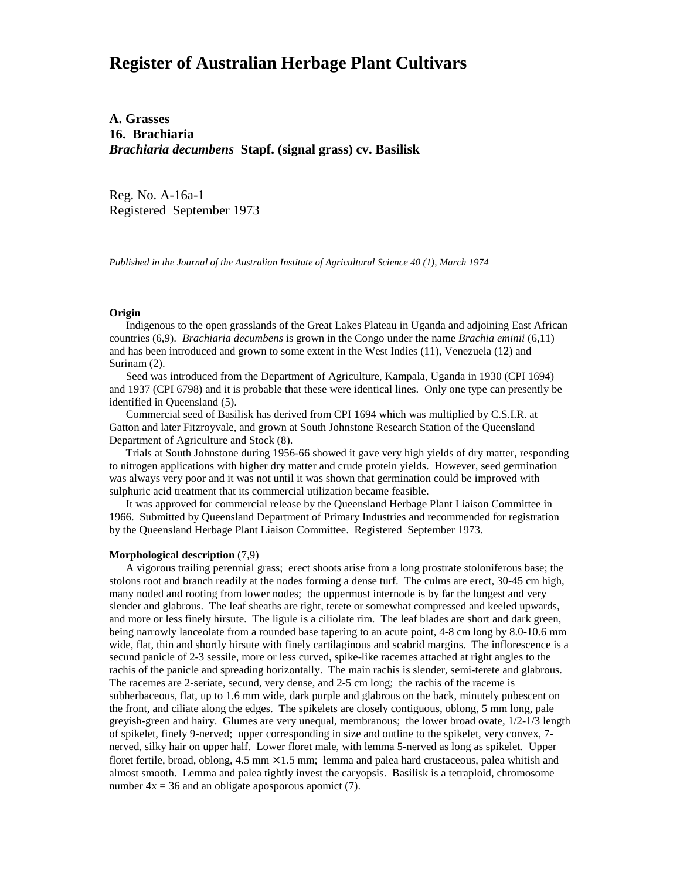# Register of Australian Herbage Plant Cultivars

**A. Grasses**
**16. Brachiaria**
***Brachiaria decumbens*** **Stapf. (signal grass) cv. Basilisk**

Reg. No. A-16a-1
Registered September 1973

*Published in the Journal of the Australian Institute of Agricultural Science 40 (1), March 1974*

**Origin**

Indigenous to the open grasslands of the Great Lakes Plateau in Uganda and adjoining East African countries (6,9). *Brachiaria decumbens* is grown in the Congo under the name *Brachia eminii* (6,11) and has been introduced and grown to some extent in the West Indies (11), Venezuela (12) and Surinam (2).

Seed was introduced from the Department of Agriculture, Kampala, Uganda in 1930 (CPI 1694) and 1937 (CPI 6798) and it is probable that these were identical lines. Only one type can presently be identified in Queensland (5).

Commercial seed of Basilisk has derived from CPI 1694 which was multiplied by C.S.I.R. at Gatton and later Fitzroyvale, and grown at South Johnstone Research Station of the Queensland Department of Agriculture and Stock (8).

Trials at South Johnstone during 1956-66 showed it gave very high yields of dry matter, responding to nitrogen applications with higher dry matter and crude protein yields. However, seed germination was always very poor and it was not until it was shown that germination could be improved with sulphuric acid treatment that its commercial utilization became feasible.

It was approved for commercial release by the Queensland Herbage Plant Liaison Committee in 1966. Submitted by Queensland Department of Primary Industries and recommended for registration by the Queensland Herbage Plant Liaison Committee. Registered September 1973.

**Morphological description** (7,9)

A vigorous trailing perennial grass; erect shoots arise from a long prostrate stoloniferous base; the stolons root and branch readily at the nodes forming a dense turf. The culms are erect, 30-45 cm high, many noded and rooting from lower nodes; the uppermost internode is by far the longest and very slender and glabrous. The leaf sheaths are tight, terete or somewhat compressed and keeled upwards, and more or less finely hirsute. The ligule is a ciliolate rim. The leaf blades are short and dark green, being narrowly lanceolate from a rounded base tapering to an acute point, 4-8 cm long by 8.0-10.6 mm wide, flat, thin and shortly hirsute with finely cartilaginous and scabrid margins. The inflorescence is a secund panicle of 2-3 sessile, more or less curved, spike-like racemes attached at right angles to the rachis of the panicle and spreading horizontally. The main rachis is slender, semi-terete and glabrous. The racemes are 2-seriate, secund, very dense, and 2-5 cm long; the rachis of the raceme is subherbaceous, flat, up to 1.6 mm wide, dark purple and glabrous on the back, minutely pubescent on the front, and ciliate along the edges. The spikelets are closely contiguous, oblong, 5 mm long, pale greyish-green and hairy. Glumes are very unequal, membranous; the lower broad ovate, 1/2-1/3 length of spikelet, finely 9-nerved; upper corresponding in size and outline to the spikelet, very convex, 7-nerved, silky hair on upper half. Lower floret male, with lemma 5-nerved as long as spikelet. Upper floret fertile, broad, oblong, 4.5 mm × 1.5 mm; lemma and palea hard crustaceous, palea whitish and almost smooth. Lemma and palea tightly invest the caryopsis. Basilisk is a tetraploid, chromosome number $4x = 36$ and an obligate aposporous apomict (7).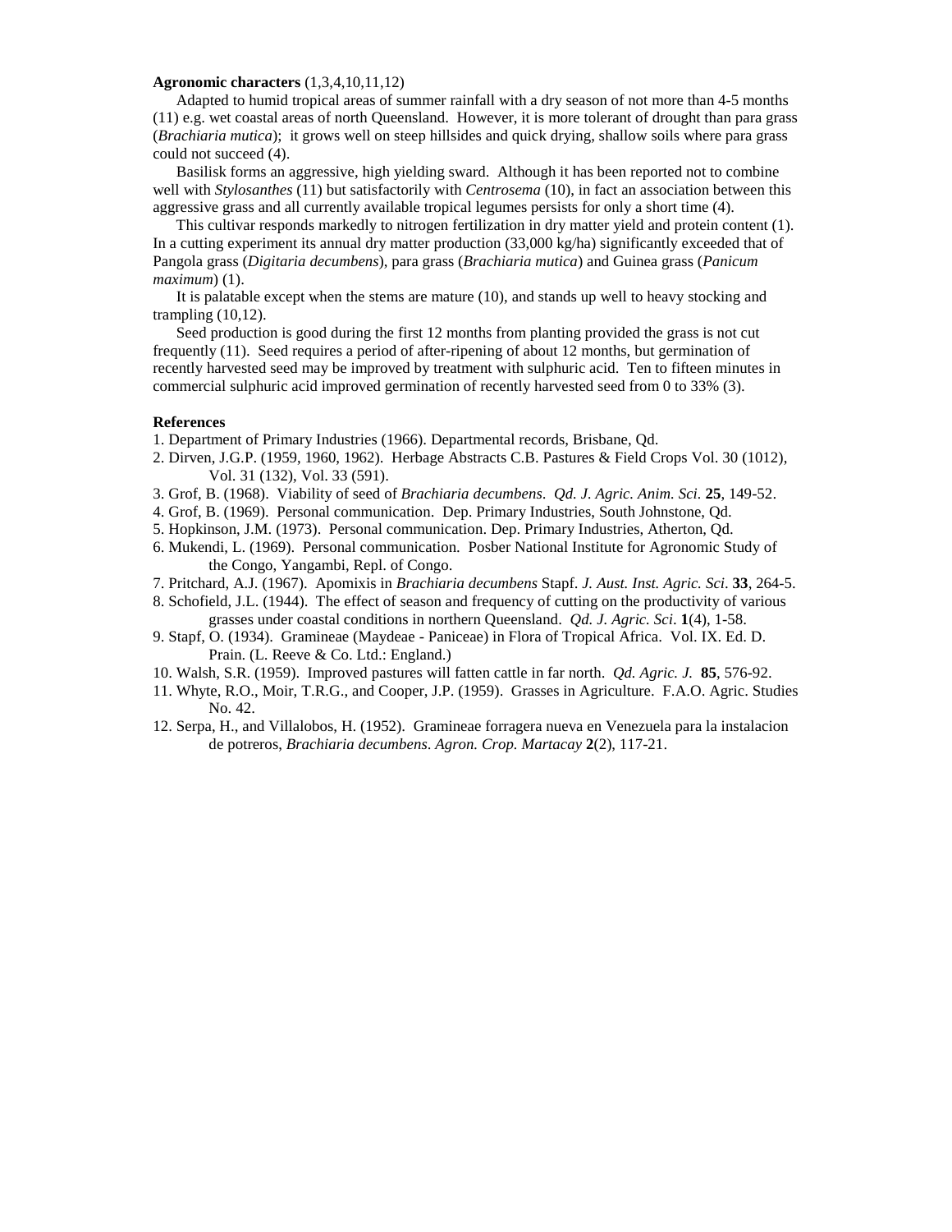**Agronomic characters** (1,3,4,10,11,12)

Adapted to humid tropical areas of summer rainfall with a dry season of not more than 4-5 months (11) e.g. wet coastal areas of north Queensland. However, it is more tolerant of drought than para grass (*Brachiaria mutica*); it grows well on steep hillsides and quick drying, shallow soils where para grass could not succeed (4).

Basilisk forms an aggressive, high yielding sward. Although it has been reported not to combine well with *Stylosanthes* (11) but satisfactorily with *Centrosema* (10), in fact an association between this aggressive grass and all currently available tropical legumes persists for only a short time (4).

This cultivar responds markedly to nitrogen fertilization in dry matter yield and protein content (1). In a cutting experiment its annual dry matter production (33,000 kg/ha) significantly exceeded that of Pangola grass (*Digitaria decumbens*), para grass (*Brachiaria mutica*) and Guinea grass (*Panicum maximum*) (1).

It is palatable except when the stems are mature (10), and stands up well to heavy stocking and trampling (10,12).

Seed production is good during the first 12 months from planting provided the grass is not cut frequently (11). Seed requires a period of after-ripening of about 12 months, but germination of recently harvested seed may be improved by treatment with sulphuric acid. Ten to fifteen minutes in commercial sulphuric acid improved germination of recently harvested seed from 0 to 33% (3).

**References**

1. Department of Primary Industries (1966). Departmental records, Brisbane, Qd.
2. Dirven, J.G.P. (1959, 1960, 1962). Herbage Abstracts C.B. Pastures & Field Crops Vol. 30 (1012), Vol. 31 (132), Vol. 33 (591).
3. Grof, B. (1968). Viability of seed of *Brachiaria decumbens*. *Qd. J. Agric. Anim. Sci.* **25**, 149-52.
4. Grof, B. (1969). Personal communication. Dep. Primary Industries, South Johnstone, Qd.
5. Hopkinson, J.M. (1973). Personal communication. Dep. Primary Industries, Atherton, Qd.
6. Mukendi, L. (1969). Personal communication. Posber National Institute for Agronomic Study of the Congo, Yangambi, Repl. of Congo.
7. Pritchard, A.J. (1967). Apomixis in *Brachiaria decumbens* Stapf. *J. Aust. Inst. Agric. Sci.* **33**, 264-5.
8. Schofield, J.L. (1944). The effect of season and frequency of cutting on the productivity of various grasses under coastal conditions in northern Queensland. *Qd. J. Agric. Sci.* **1**(4), 1-58.
9. Stapf, O. (1934). Gramineae (Maydeae - Paniceae) in Flora of Tropical Africa. Vol. IX. Ed. D. Prain. (L. Reeve & Co. Ltd.: England.)
10. Walsh, S.R. (1959). Improved pastures will fatten cattle in far north. *Qd. Agric. J.* **85**, 576-92.
11. Whyte, R.O., Moir, T.R.G., and Cooper, J.P. (1959). Grasses in Agriculture. F.A.O. Agric. Studies No. 42.
12. Serpa, H., and Villalobos, H. (1952). Gramineae forragera nueva en Venezuela para la instalacion de potreros, *Brachiaria decumbens*. *Agron. Crop. Martacay* **2**(2), 117-21.